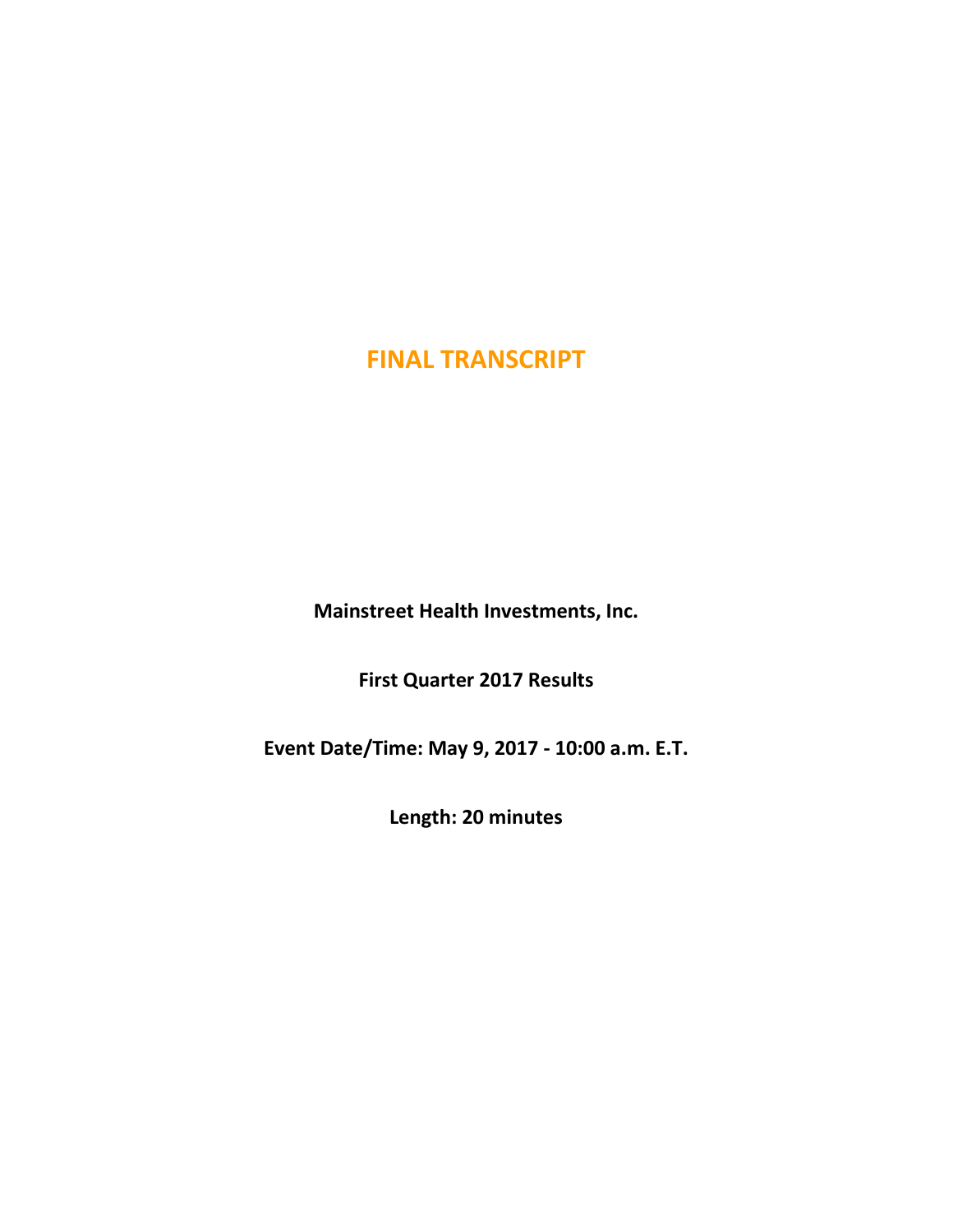# FINAL TRANSCRIPT

**Mainstreet Health Investments, Inc.**

**First Quarter 2017 Results**

**Event Date/Time: May 9, 2017 - 10:00 a.m. E.T.**

**Length: 20 minutes**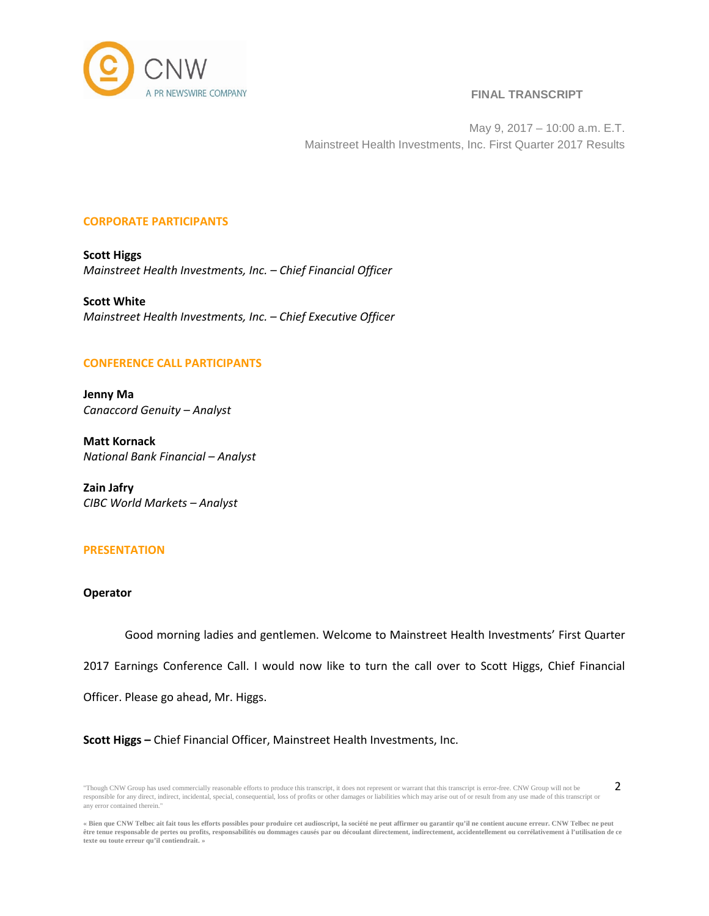**FINAL TRANSCRIPT**

May 9, 2017 – 10:00 a.m. E.T.
Mainstreet Health Investments, Inc. First Quarter 2017 Results

## CORPORATE PARTICIPANTS

**Scott Higgs**
*Mainstreet Health Investments, Inc. – Chief Financial Officer*

**Scott White**
*Mainstreet Health Investments, Inc. – Chief Executive Officer*

## CONFERENCE CALL PARTICIPANTS

**Jenny Ma**
*Canaccord Genuity – Analyst*

**Matt Kornack**
*National Bank Financial – Analyst*

**Zain Jafry**
*CIBC World Markets – Analyst*

## PRESENTATION

**Operator**

Good morning ladies and gentlemen. Welcome to Mainstreet Health Investments' First Quarter 2017 Earnings Conference Call. I would now like to turn the call over to Scott Higgs, Chief Financial Officer. Please go ahead, Mr. Higgs.

**Scott Higgs –** Chief Financial Officer, Mainstreet Health Investments, Inc.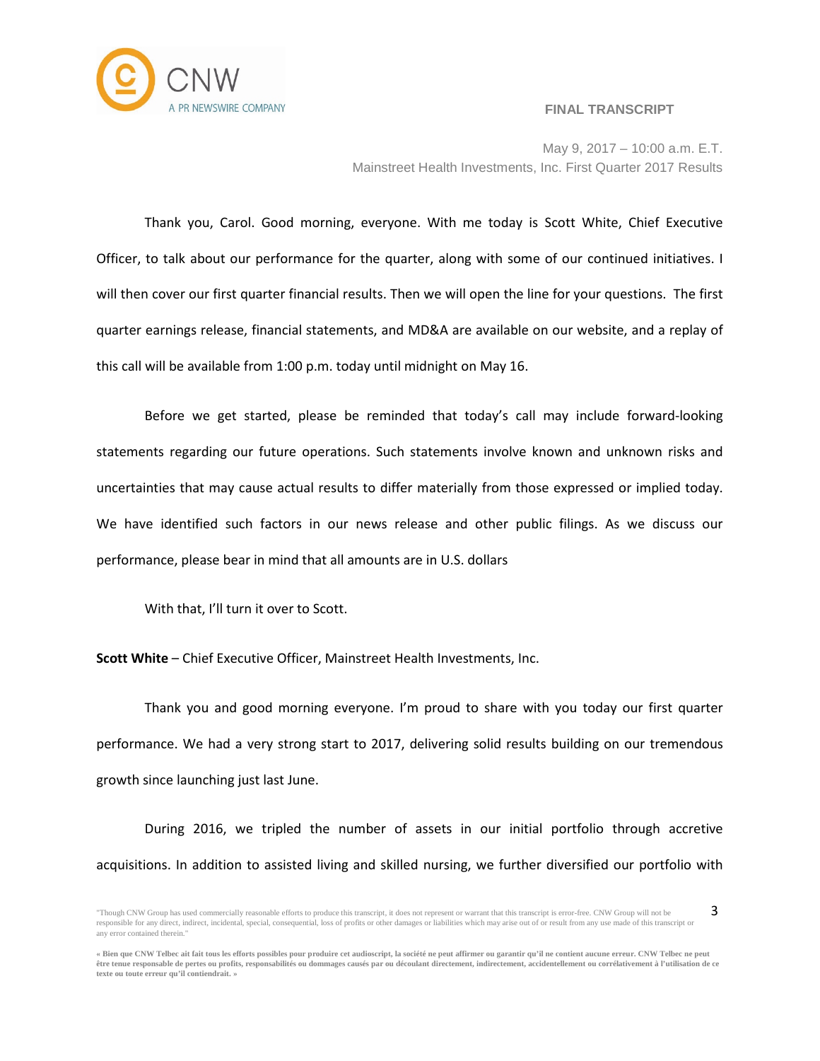Thank you, Carol. Good morning, everyone. With me today is Scott White, Chief Executive Officer, to talk about our performance for the quarter, along with some of our continued initiatives. I will then cover our first quarter financial results. Then we will open the line for your questions. The first quarter earnings release, financial statements, and MD&A are available on our website, and a replay of this call will be available from 1:00 p.m. today until midnight on May 16.

Before we get started, please be reminded that today's call may include forward-looking statements regarding our future operations. Such statements involve known and unknown risks and uncertainties that may cause actual results to differ materially from those expressed or implied today. We have identified such factors in our news release and other public filings. As we discuss our performance, please bear in mind that all amounts are in U.S. dollars

With that, I'll turn it over to Scott.

**Scott White** – Chief Executive Officer, Mainstreet Health Investments, Inc.

Thank you and good morning everyone. I'm proud to share with you today our first quarter performance. We had a very strong start to 2017, delivering solid results building on our tremendous growth since launching just last June.

During 2016, we tripled the number of assets in our initial portfolio through accretive acquisitions. In addition to assisted living and skilled nursing, we further diversified our portfolio with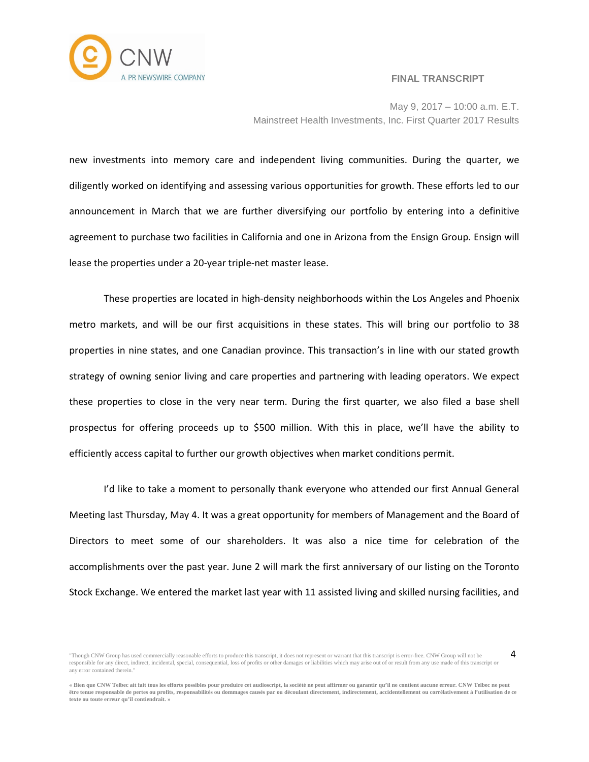new investments into memory care and independent living communities. During the quarter, we diligently worked on identifying and assessing various opportunities for growth. These efforts led to our announcement in March that we are further diversifying our portfolio by entering into a definitive agreement to purchase two facilities in California and one in Arizona from the Ensign Group. Ensign will lease the properties under a 20-year triple-net master lease.

These properties are located in high-density neighborhoods within the Los Angeles and Phoenix metro markets, and will be our first acquisitions in these states. This will bring our portfolio to 38 properties in nine states, and one Canadian province. This transaction's in line with our stated growth strategy of owning senior living and care properties and partnering with leading operators. We expect these properties to close in the very near term. During the first quarter, we also filed a base shell prospectus for offering proceeds up to $500 million. With this in place, we'll have the ability to efficiently access capital to further our growth objectives when market conditions permit.

I'd like to take a moment to personally thank everyone who attended our first Annual General Meeting last Thursday, May 4. It was a great opportunity for members of Management and the Board of Directors to meet some of our shareholders. It was also a nice time for celebration of the accomplishments over the past year. June 2 will mark the first anniversary of our listing on the Toronto Stock Exchange. We entered the market last year with 11 assisted living and skilled nursing facilities, and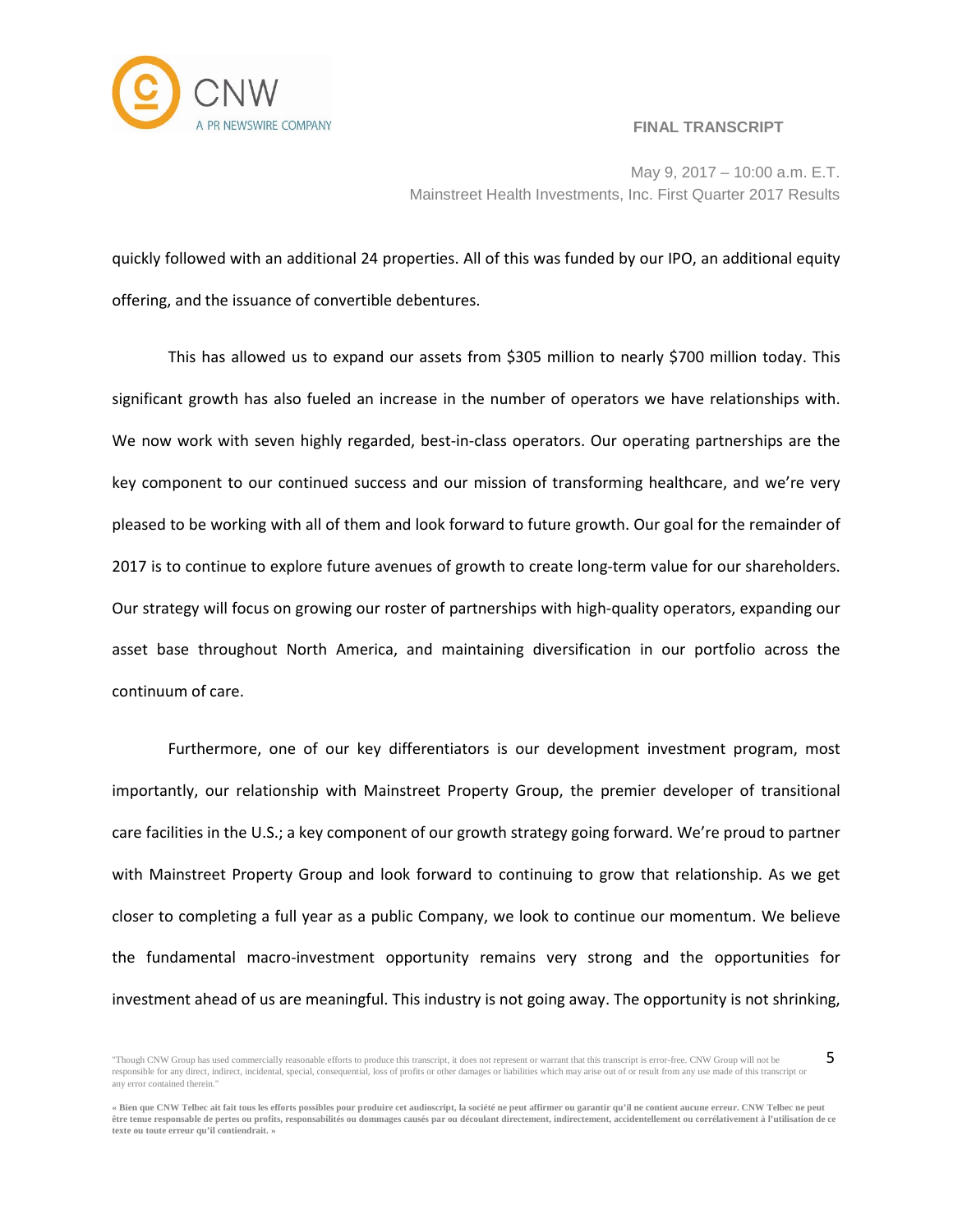quickly followed with an additional 24 properties. All of this was funded by our IPO, an additional equity offering, and the issuance of convertible debentures.

This has allowed us to expand our assets from $305 million to nearly $700 million today. This significant growth has also fueled an increase in the number of operators we have relationships with. We now work with seven highly regarded, best-in-class operators. Our operating partnerships are the key component to our continued success and our mission of transforming healthcare, and we're very pleased to be working with all of them and look forward to future growth. Our goal for the remainder of 2017 is to continue to explore future avenues of growth to create long-term value for our shareholders. Our strategy will focus on growing our roster of partnerships with high-quality operators, expanding our asset base throughout North America, and maintaining diversification in our portfolio across the continuum of care.

Furthermore, one of our key differentiators is our development investment program, most importantly, our relationship with Mainstreet Property Group, the premier developer of transitional care facilities in the U.S.; a key component of our growth strategy going forward. We're proud to partner with Mainstreet Property Group and look forward to continuing to grow that relationship. As we get closer to completing a full year as a public Company, we look to continue our momentum. We believe the fundamental macro-investment opportunity remains very strong and the opportunities for investment ahead of us are meaningful. This industry is not going away. The opportunity is not shrinking,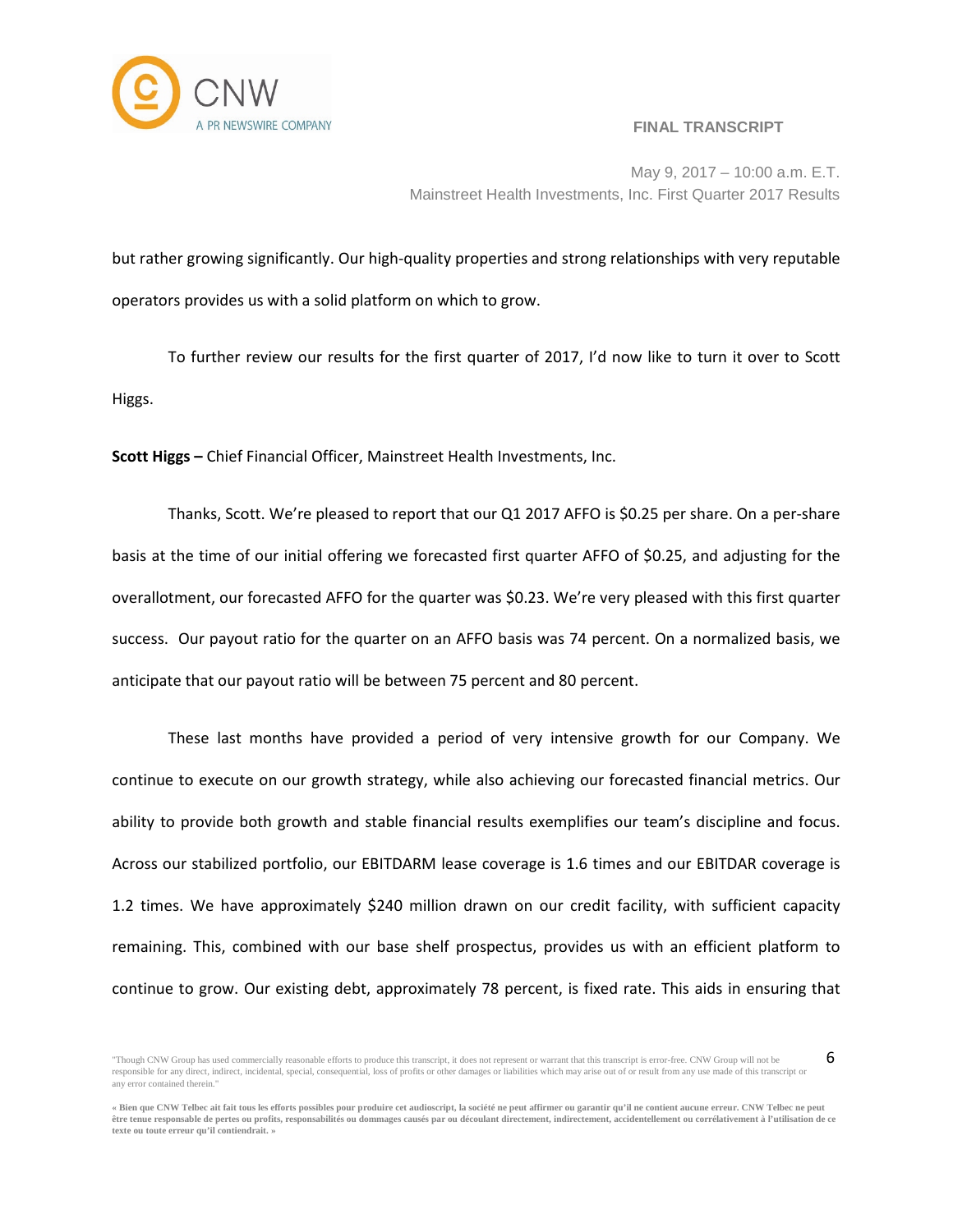but rather growing significantly. Our high-quality properties and strong relationships with very reputable operators provides us with a solid platform on which to grow.

To further review our results for the first quarter of 2017, I'd now like to turn it over to Scott Higgs.

**Scott Higgs –** Chief Financial Officer, Mainstreet Health Investments, Inc.

Thanks, Scott. We're pleased to report that our Q1 2017 AFFO is $0.25 per share. On a per-share basis at the time of our initial offering we forecasted first quarter AFFO of $0.25, and adjusting for the overallotment, our forecasted AFFO for the quarter was $0.23. We're very pleased with this first quarter success. Our payout ratio for the quarter on an AFFO basis was 74 percent. On a normalized basis, we anticipate that our payout ratio will be between 75 percent and 80 percent.

These last months have provided a period of very intensive growth for our Company. We continue to execute on our growth strategy, while also achieving our forecasted financial metrics. Our ability to provide both growth and stable financial results exemplifies our team's discipline and focus. Across our stabilized portfolio, our EBITDARM lease coverage is 1.6 times and our EBITDAR coverage is 1.2 times. We have approximately $240 million drawn on our credit facility, with sufficient capacity remaining. This, combined with our base shelf prospectus, provides us with an efficient platform to continue to grow. Our existing debt, approximately 78 percent, is fixed rate. This aids in ensuring that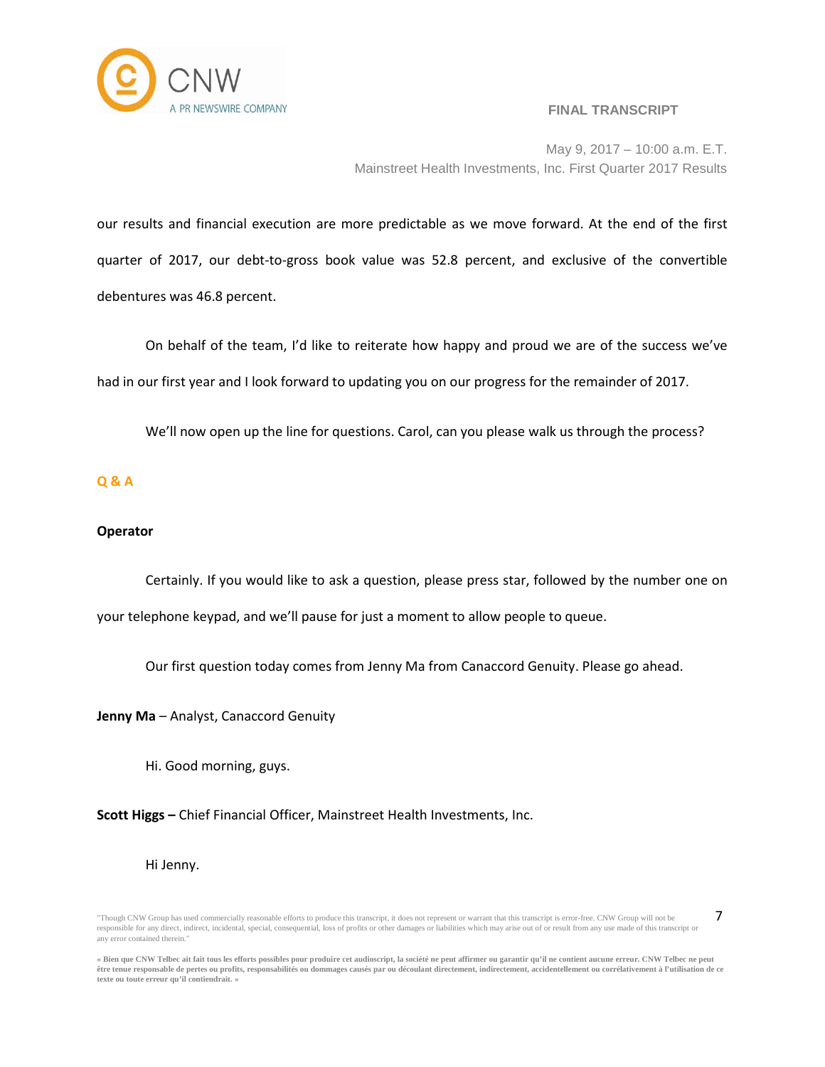our results and financial execution are more predictable as we move forward. At the end of the first quarter of 2017, our debt-to-gross book value was 52.8 percent, and exclusive of the convertible debentures was 46.8 percent.

On behalf of the team, I'd like to reiterate how happy and proud we are of the success we've had in our first year and I look forward to updating you on our progress for the remainder of 2017.

We'll now open up the line for questions. Carol, can you please walk us through the process?

## Q & A

**Operator**

Certainly. If you would like to ask a question, please press star, followed by the number one on your telephone keypad, and we'll pause for just a moment to allow people to queue.

Our first question today comes from Jenny Ma from Canaccord Genuity. Please go ahead.

**Jenny Ma** – Analyst, Canaccord Genuity

Hi. Good morning, guys.

**Scott Higgs –** Chief Financial Officer, Mainstreet Health Investments, Inc.

Hi Jenny.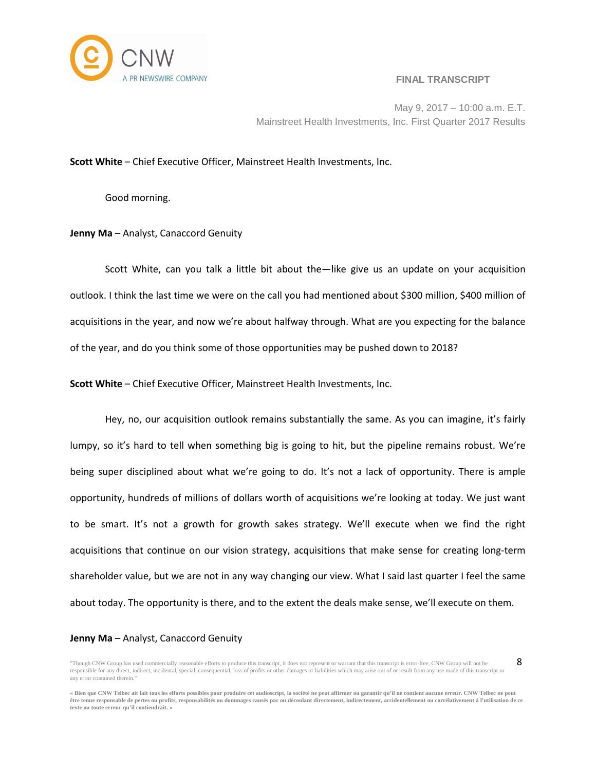**Scott White** – Chief Executive Officer, Mainstreet Health Investments, Inc.

Good morning.

**Jenny Ma** – Analyst, Canaccord Genuity

Scott White, can you talk a little bit about the—like give us an update on your acquisition outlook. I think the last time we were on the call you had mentioned about $300 million, $400 million of acquisitions in the year, and now we're about halfway through. What are you expecting for the balance of the year, and do you think some of those opportunities may be pushed down to 2018?

**Scott White** – Chief Executive Officer, Mainstreet Health Investments, Inc.

Hey, no, our acquisition outlook remains substantially the same. As you can imagine, it's fairly lumpy, so it's hard to tell when something big is going to hit, but the pipeline remains robust. We're being super disciplined about what we're going to do. It's not a lack of opportunity. There is ample opportunity, hundreds of millions of dollars worth of acquisitions we're looking at today. We just want to be smart. It's not a growth for growth sakes strategy. We'll execute when we find the right acquisitions that continue on our vision strategy, acquisitions that make sense for creating long-term shareholder value, but we are not in any way changing our view. What I said last quarter I feel the same about today. The opportunity is there, and to the extent the deals make sense, we'll execute on them.

**Jenny Ma** – Analyst, Canaccord Genuity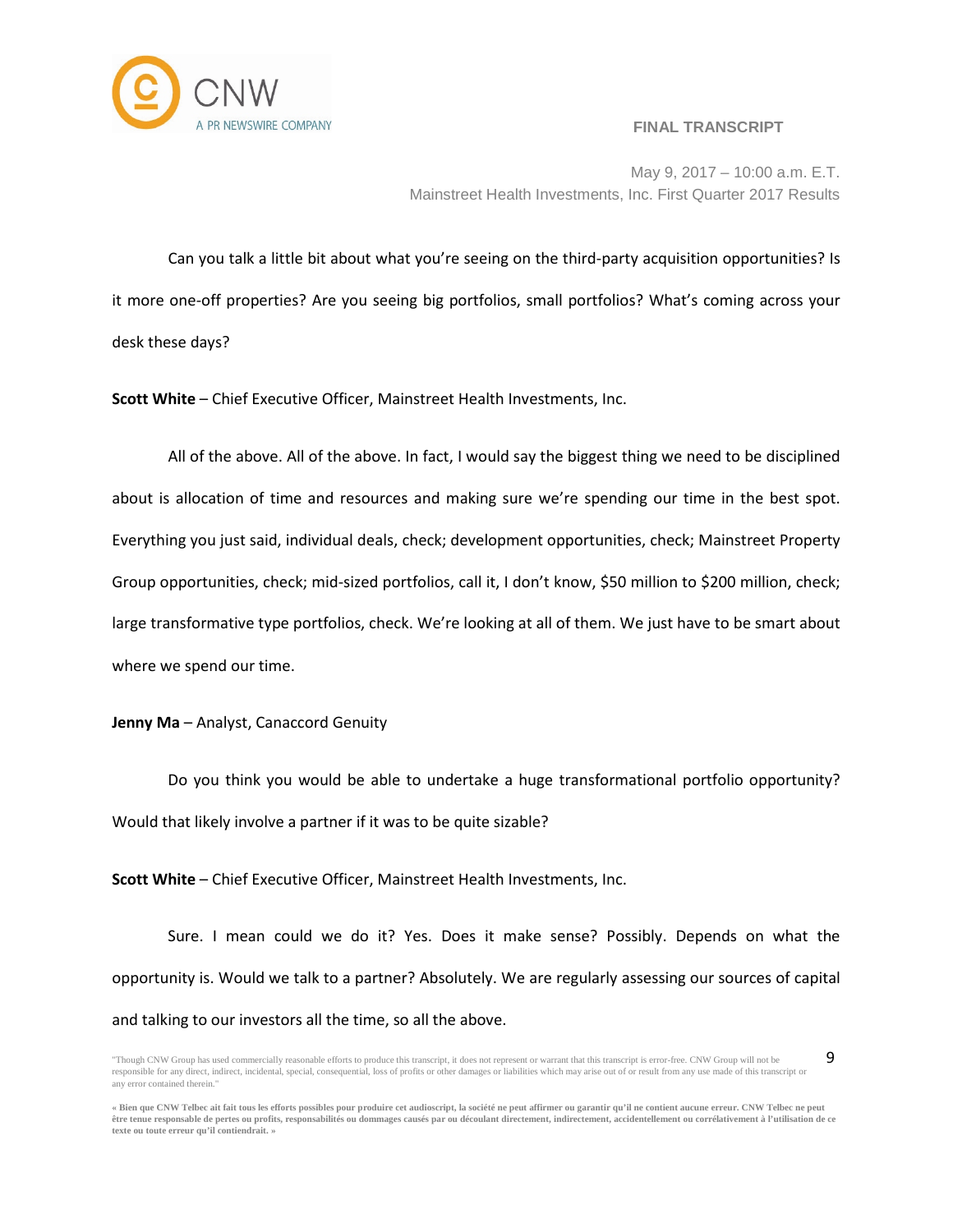Can you talk a little bit about what you're seeing on the third-party acquisition opportunities? Is it more one-off properties? Are you seeing big portfolios, small portfolios? What's coming across your desk these days?

**Scott White** – Chief Executive Officer, Mainstreet Health Investments, Inc.

All of the above. All of the above. In fact, I would say the biggest thing we need to be disciplined about is allocation of time and resources and making sure we're spending our time in the best spot. Everything you just said, individual deals, check; development opportunities, check; Mainstreet Property Group opportunities, check; mid-sized portfolios, call it, I don't know, $50 million to $200 million, check; large transformative type portfolios, check. We're looking at all of them. We just have to be smart about where we spend our time.

**Jenny Ma** – Analyst, Canaccord Genuity

Do you think you would be able to undertake a huge transformational portfolio opportunity? Would that likely involve a partner if it was to be quite sizable?

**Scott White** – Chief Executive Officer, Mainstreet Health Investments, Inc.

Sure. I mean could we do it? Yes. Does it make sense? Possibly. Depends on what the opportunity is. Would we talk to a partner? Absolutely. We are regularly assessing our sources of capital and talking to our investors all the time, so all the above.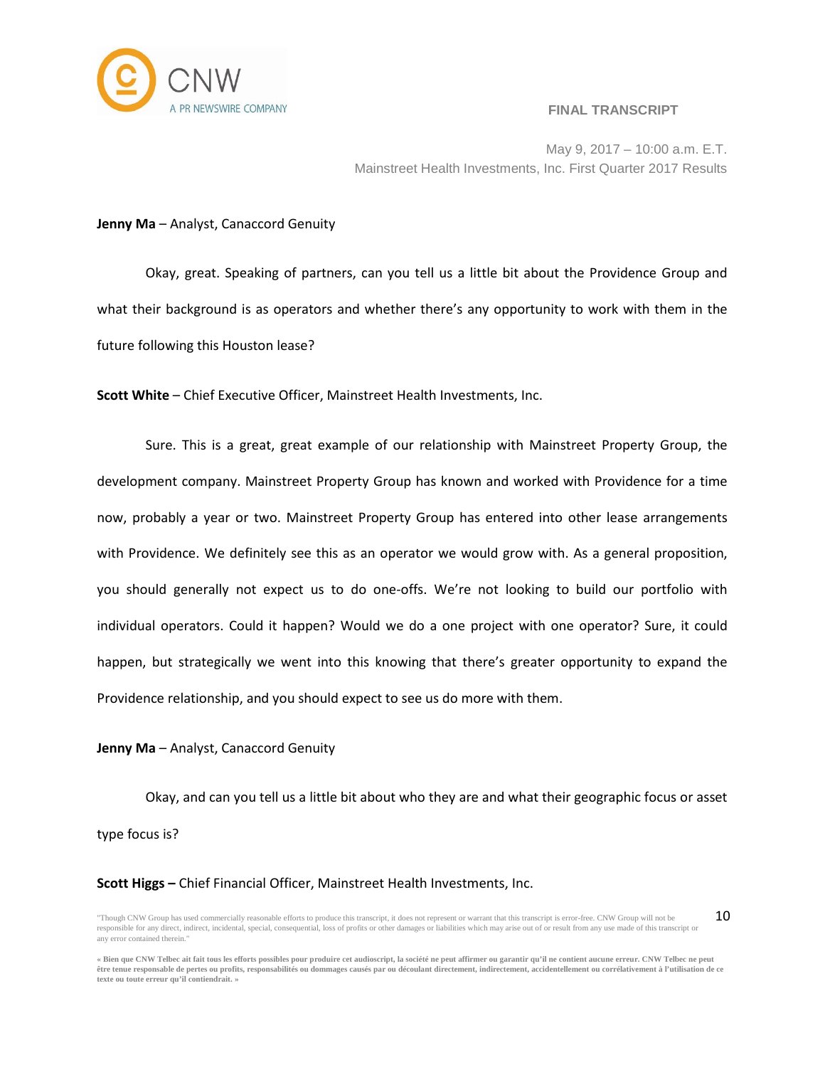**Jenny Ma** – Analyst, Canaccord Genuity

Okay, great. Speaking of partners, can you tell us a little bit about the Providence Group and what their background is as operators and whether there's any opportunity to work with them in the future following this Houston lease?

**Scott White** – Chief Executive Officer, Mainstreet Health Investments, Inc.

Sure. This is a great, great example of our relationship with Mainstreet Property Group, the development company. Mainstreet Property Group has known and worked with Providence for a time now, probably a year or two. Mainstreet Property Group has entered into other lease arrangements with Providence. We definitely see this as an operator we would grow with. As a general proposition, you should generally not expect us to do one-offs. We're not looking to build our portfolio with individual operators. Could it happen? Would we do a one project with one operator? Sure, it could happen, but strategically we went into this knowing that there's greater opportunity to expand the Providence relationship, and you should expect to see us do more with them.

**Jenny Ma** – Analyst, Canaccord Genuity

Okay, and can you tell us a little bit about who they are and what their geographic focus or asset type focus is?

**Scott Higgs –** Chief Financial Officer, Mainstreet Health Investments, Inc.

"Though CNW Group has used commercially reasonable efforts to produce this transcript, it does not represent or warrant that this transcript is error-free. CNW Group will not be responsible for any direct, indirect, incidental, special, consequential, loss of profits or other damages or liabilities which may arise out of or result from any use made of this transcript or any error contained therein."

**« Bien que CNW Telbec ait fait tous les efforts possibles pour produire cet audioscript, la société ne peut affirmer ou garantir qu'il ne contient aucune erreur. CNW Telbec ne peut être tenue responsable de pertes ou profits, responsabilités ou dommages causés par ou découlant directement, indirectement, accidentellement ou corrélativement à l'utilisation de ce texte ou toute erreur qu'il contiendrait. »**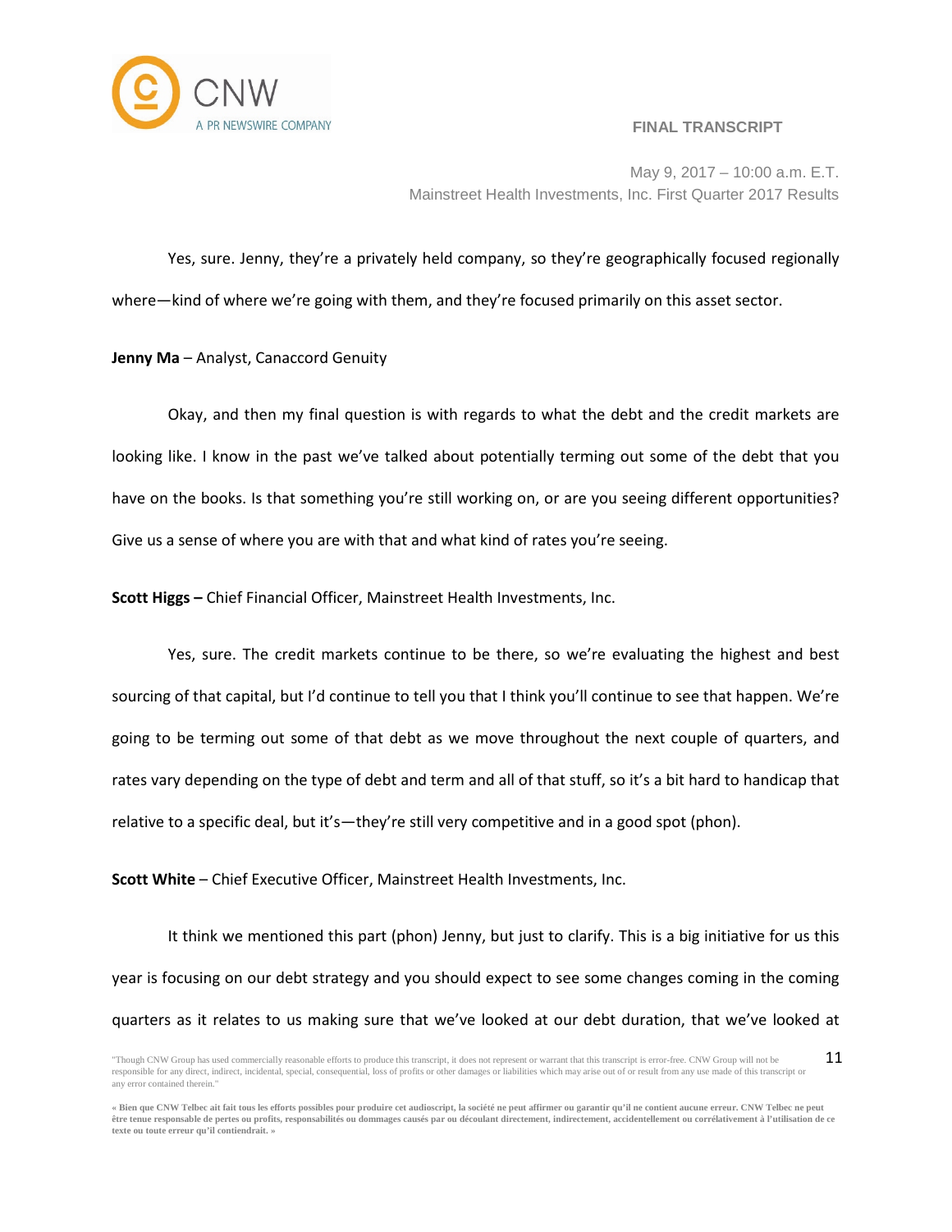Yes, sure. Jenny, they're a privately held company, so they're geographically focused regionally where—kind of where we're going with them, and they're focused primarily on this asset sector.

**Jenny Ma** – Analyst, Canaccord Genuity

Okay, and then my final question is with regards to what the debt and the credit markets are looking like. I know in the past we've talked about potentially terming out some of the debt that you have on the books. Is that something you're still working on, or are you seeing different opportunities? Give us a sense of where you are with that and what kind of rates you're seeing.

**Scott Higgs –** Chief Financial Officer, Mainstreet Health Investments, Inc.

Yes, sure. The credit markets continue to be there, so we're evaluating the highest and best sourcing of that capital, but I'd continue to tell you that I think you'll continue to see that happen. We're going to be terming out some of that debt as we move throughout the next couple of quarters, and rates vary depending on the type of debt and term and all of that stuff, so it's a bit hard to handicap that relative to a specific deal, but it's—they're still very competitive and in a good spot (phon).

**Scott White** – Chief Executive Officer, Mainstreet Health Investments, Inc.

It think we mentioned this part (phon) Jenny, but just to clarify. This is a big initiative for us this year is focusing on our debt strategy and you should expect to see some changes coming in the coming quarters as it relates to us making sure that we've looked at our debt duration, that we've looked at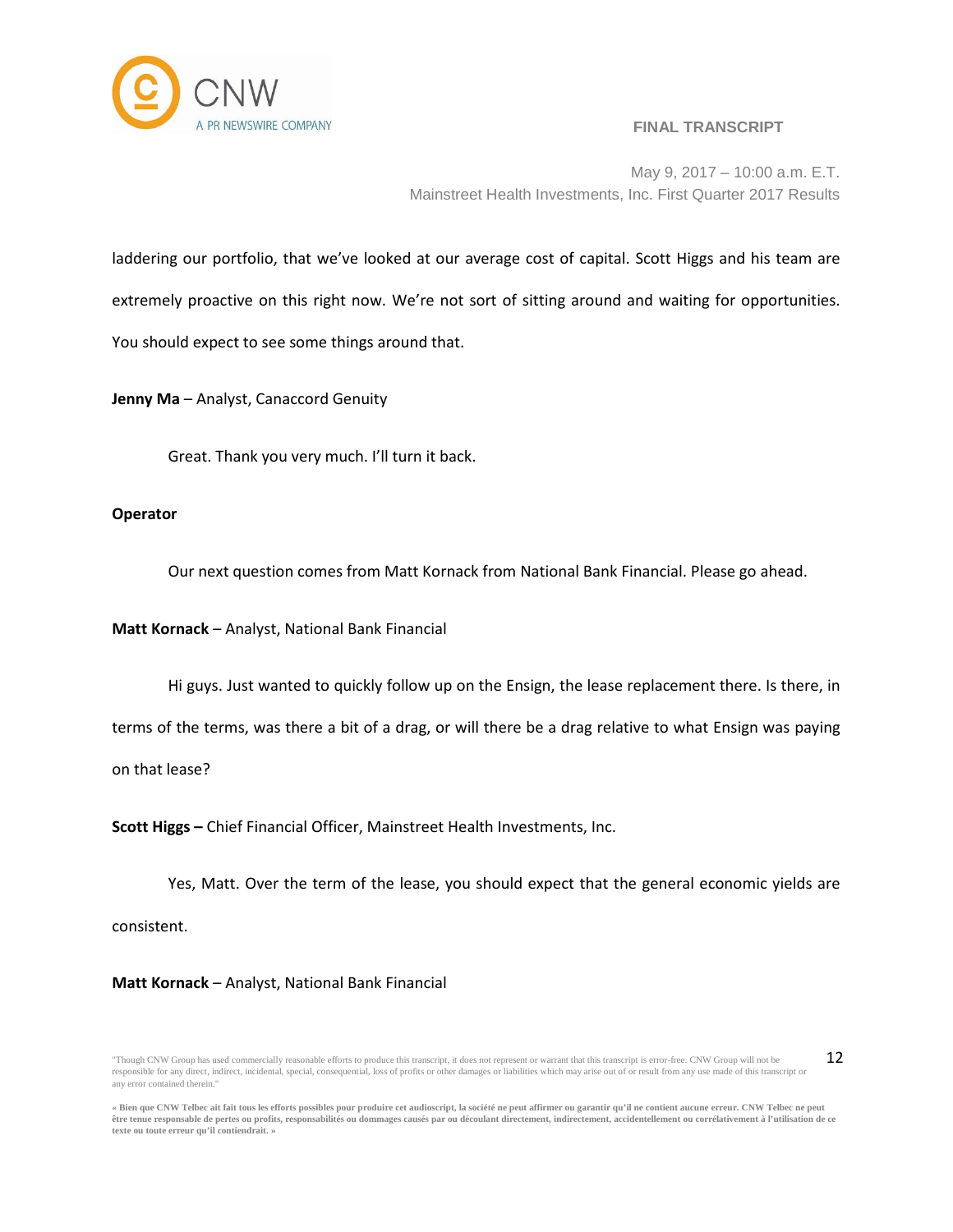laddering our portfolio, that we've looked at our average cost of capital. Scott Higgs and his team are extremely proactive on this right now. We're not sort of sitting around and waiting for opportunities. You should expect to see some things around that.

**Jenny Ma** – Analyst, Canaccord Genuity

Great. Thank you very much. I'll turn it back.

**Operator**

Our next question comes from Matt Kornack from National Bank Financial. Please go ahead.

**Matt Kornack** – Analyst, National Bank Financial

Hi guys. Just wanted to quickly follow up on the Ensign, the lease replacement there. Is there, in terms of the terms, was there a bit of a drag, or will there be a drag relative to what Ensign was paying on that lease?

**Scott Higgs –** Chief Financial Officer, Mainstreet Health Investments, Inc.

Yes, Matt. Over the term of the lease, you should expect that the general economic yields are consistent.

**Matt Kornack** – Analyst, National Bank Financial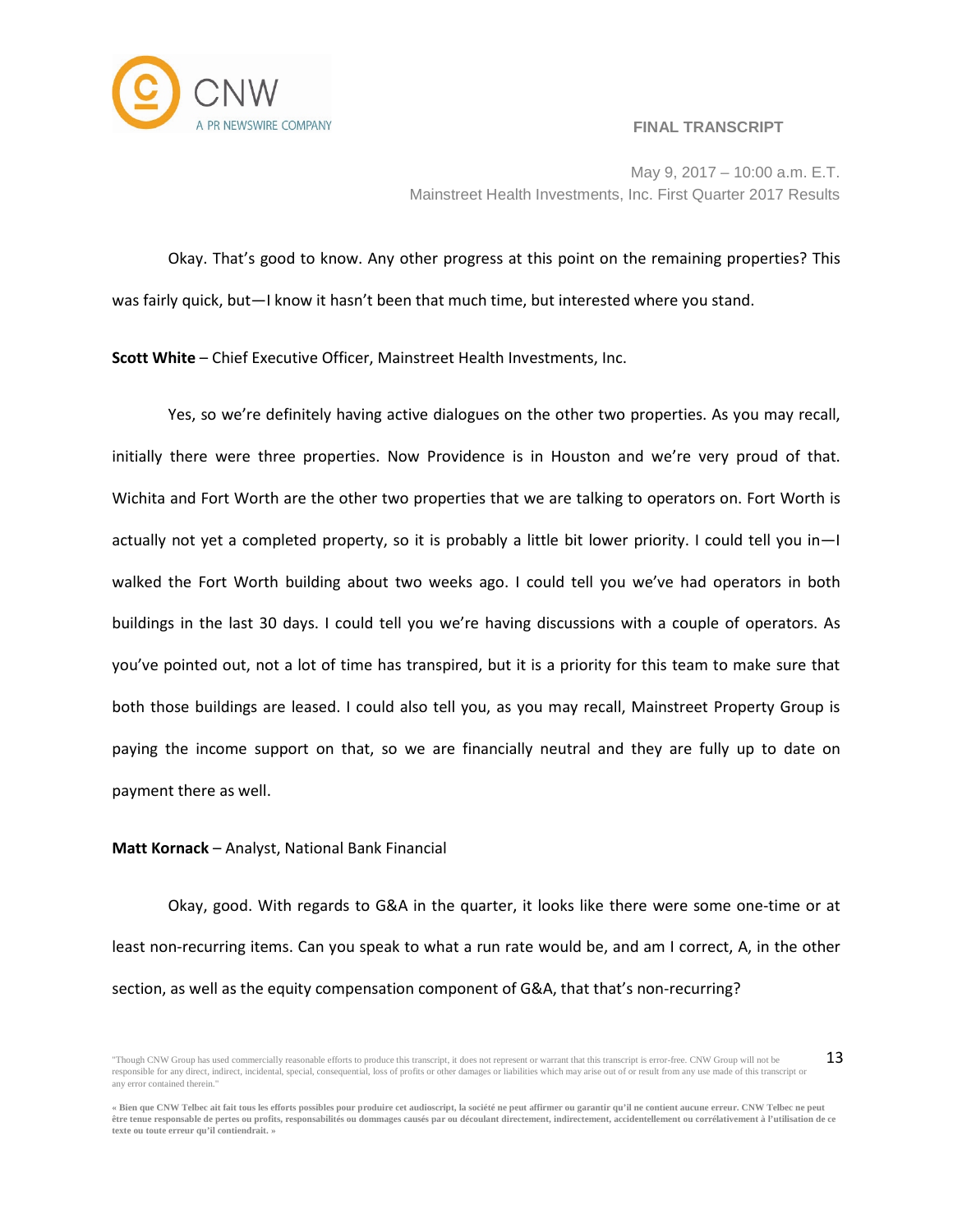Okay. That's good to know. Any other progress at this point on the remaining properties? This was fairly quick, but—I know it hasn't been that much time, but interested where you stand.

**Scott White** – Chief Executive Officer, Mainstreet Health Investments, Inc.

Yes, so we're definitely having active dialogues on the other two properties. As you may recall, initially there were three properties. Now Providence is in Houston and we're very proud of that. Wichita and Fort Worth are the other two properties that we are talking to operators on. Fort Worth is actually not yet a completed property, so it is probably a little bit lower priority. I could tell you in—I walked the Fort Worth building about two weeks ago. I could tell you we've had operators in both buildings in the last 30 days. I could tell you we're having discussions with a couple of operators. As you've pointed out, not a lot of time has transpired, but it is a priority for this team to make sure that both those buildings are leased. I could also tell you, as you may recall, Mainstreet Property Group is paying the income support on that, so we are financially neutral and they are fully up to date on payment there as well.

**Matt Kornack** – Analyst, National Bank Financial

Okay, good. With regards to G&A in the quarter, it looks like there were some one-time or at least non-recurring items. Can you speak to what a run rate would be, and am I correct, A, in the other section, as well as the equity compensation component of G&A, that that's non-recurring?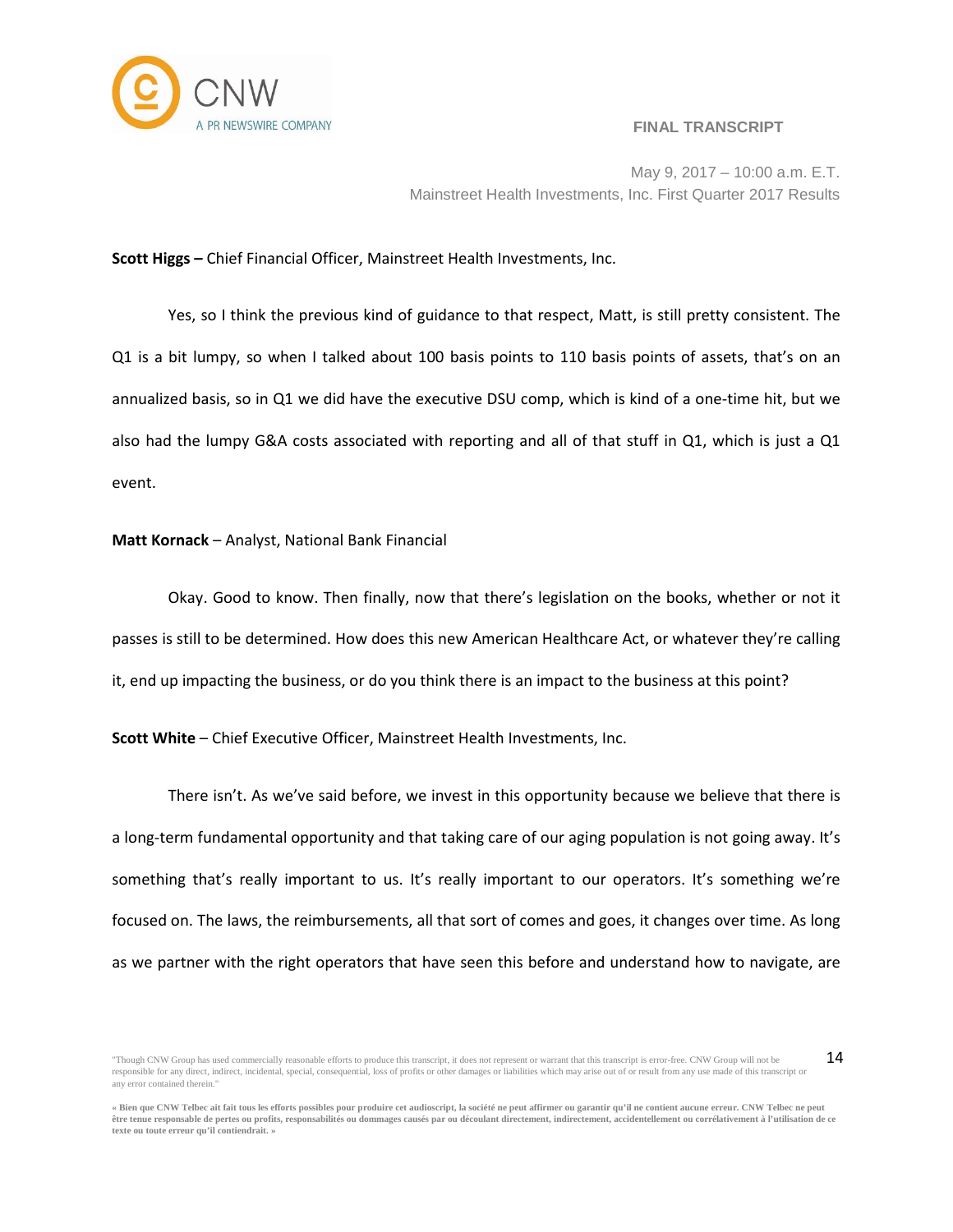**Scott Higgs –** Chief Financial Officer, Mainstreet Health Investments, Inc.

Yes, so I think the previous kind of guidance to that respect, Matt, is still pretty consistent. The Q1 is a bit lumpy, so when I talked about 100 basis points to 110 basis points of assets, that's on an annualized basis, so in Q1 we did have the executive DSU comp, which is kind of a one-time hit, but we also had the lumpy G&A costs associated with reporting and all of that stuff in Q1, which is just a Q1 event.

**Matt Kornack** – Analyst, National Bank Financial

Okay. Good to know. Then finally, now that there's legislation on the books, whether or not it passes is still to be determined. How does this new American Healthcare Act, or whatever they're calling it, end up impacting the business, or do you think there is an impact to the business at this point?

**Scott White** – Chief Executive Officer, Mainstreet Health Investments, Inc.

There isn't. As we've said before, we invest in this opportunity because we believe that there is a long-term fundamental opportunity and that taking care of our aging population is not going away. It's something that's really important to us. It's really important to our operators. It's something we're focused on. The laws, the reimbursements, all that sort of comes and goes, it changes over time. As long as we partner with the right operators that have seen this before and understand how to navigate, are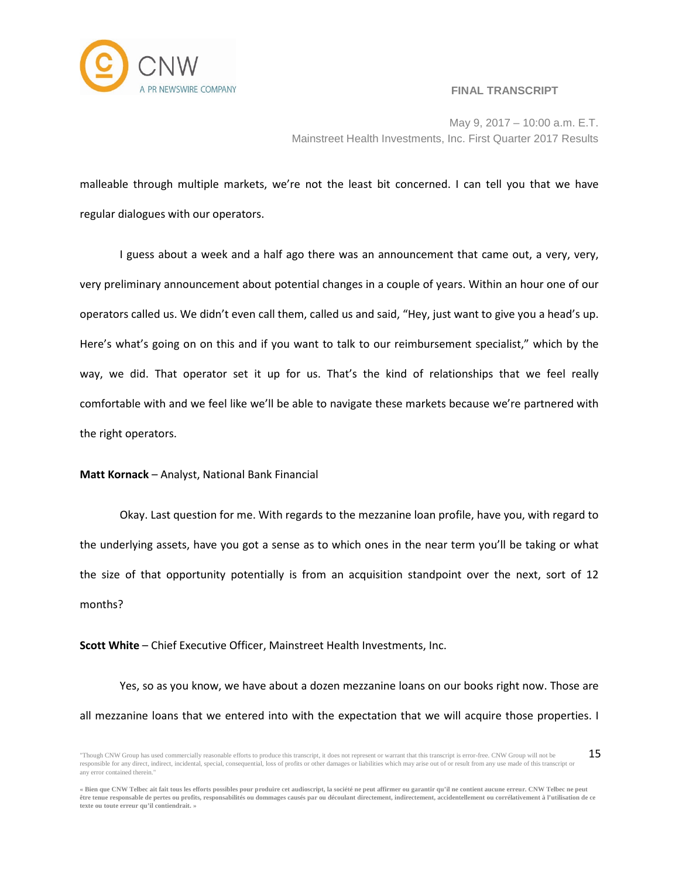malleable through multiple markets, we're not the least bit concerned. I can tell you that we have regular dialogues with our operators.

I guess about a week and a half ago there was an announcement that came out, a very, very, very preliminary announcement about potential changes in a couple of years. Within an hour one of our operators called us. We didn't even call them, called us and said, "Hey, just want to give you a head's up. Here's what's going on on this and if you want to talk to our reimbursement specialist," which by the way, we did. That operator set it up for us. That's the kind of relationships that we feel really comfortable with and we feel like we'll be able to navigate these markets because we're partnered with the right operators.

**Matt Kornack** – Analyst, National Bank Financial

Okay. Last question for me. With regards to the mezzanine loan profile, have you, with regard to the underlying assets, have you got a sense as to which ones in the near term you'll be taking or what the size of that opportunity potentially is from an acquisition standpoint over the next, sort of 12 months?

**Scott White** – Chief Executive Officer, Mainstreet Health Investments, Inc.

Yes, so as you know, we have about a dozen mezzanine loans on our books right now. Those are all mezzanine loans that we entered into with the expectation that we will acquire those properties. I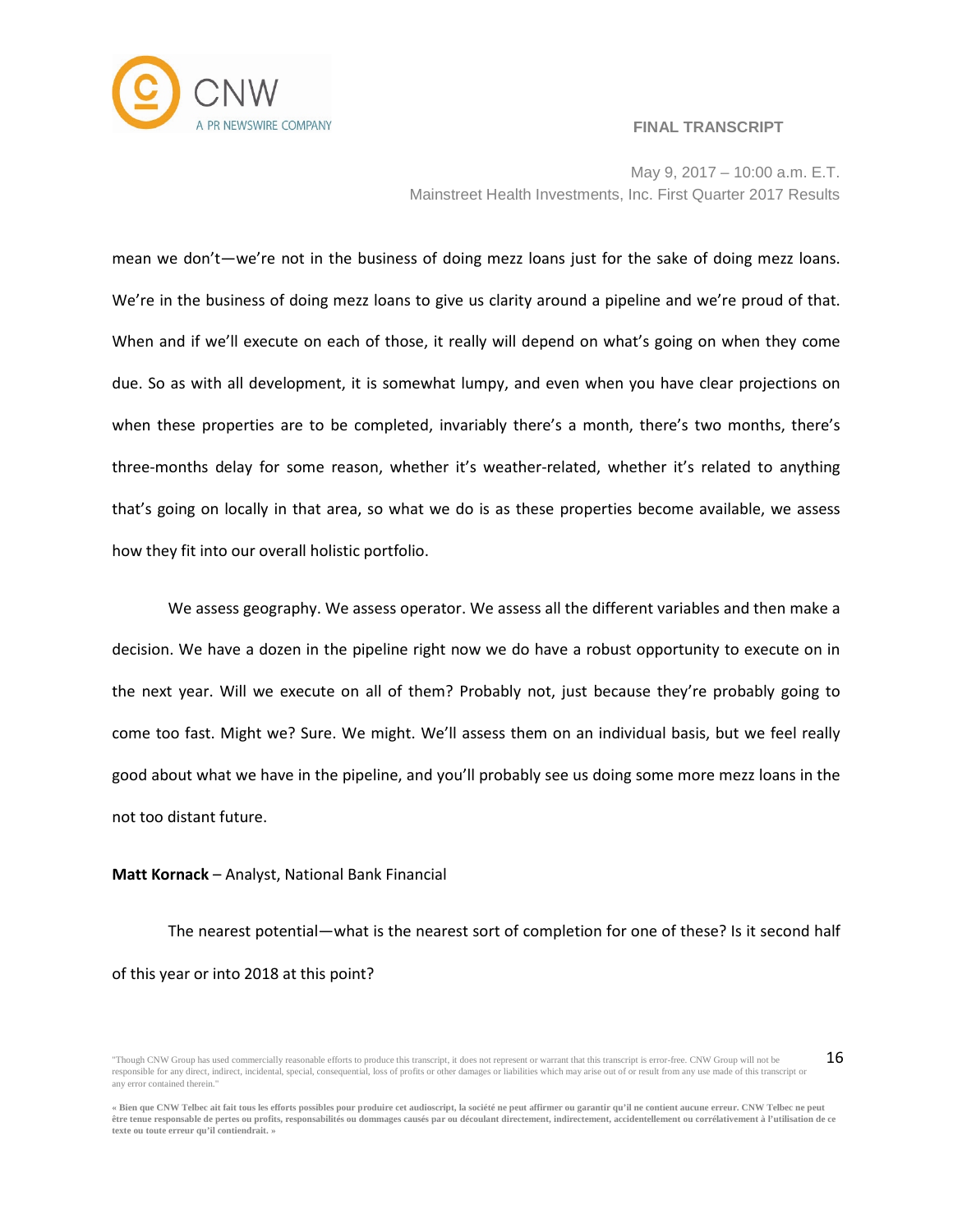mean we don't—we're not in the business of doing mezz loans just for the sake of doing mezz loans. We're in the business of doing mezz loans to give us clarity around a pipeline and we're proud of that. When and if we'll execute on each of those, it really will depend on what's going on when they come due. So as with all development, it is somewhat lumpy, and even when you have clear projections on when these properties are to be completed, invariably there's a month, there's two months, there's three-months delay for some reason, whether it's weather-related, whether it's related to anything that's going on locally in that area, so what we do is as these properties become available, we assess how they fit into our overall holistic portfolio.

We assess geography. We assess operator. We assess all the different variables and then make a decision. We have a dozen in the pipeline right now we do have a robust opportunity to execute on in the next year. Will we execute on all of them? Probably not, just because they're probably going to come too fast. Might we? Sure. We might. We'll assess them on an individual basis, but we feel really good about what we have in the pipeline, and you'll probably see us doing some more mezz loans in the not too distant future.

**Matt Kornack** – Analyst, National Bank Financial

The nearest potential—what is the nearest sort of completion for one of these? Is it second half of this year or into 2018 at this point?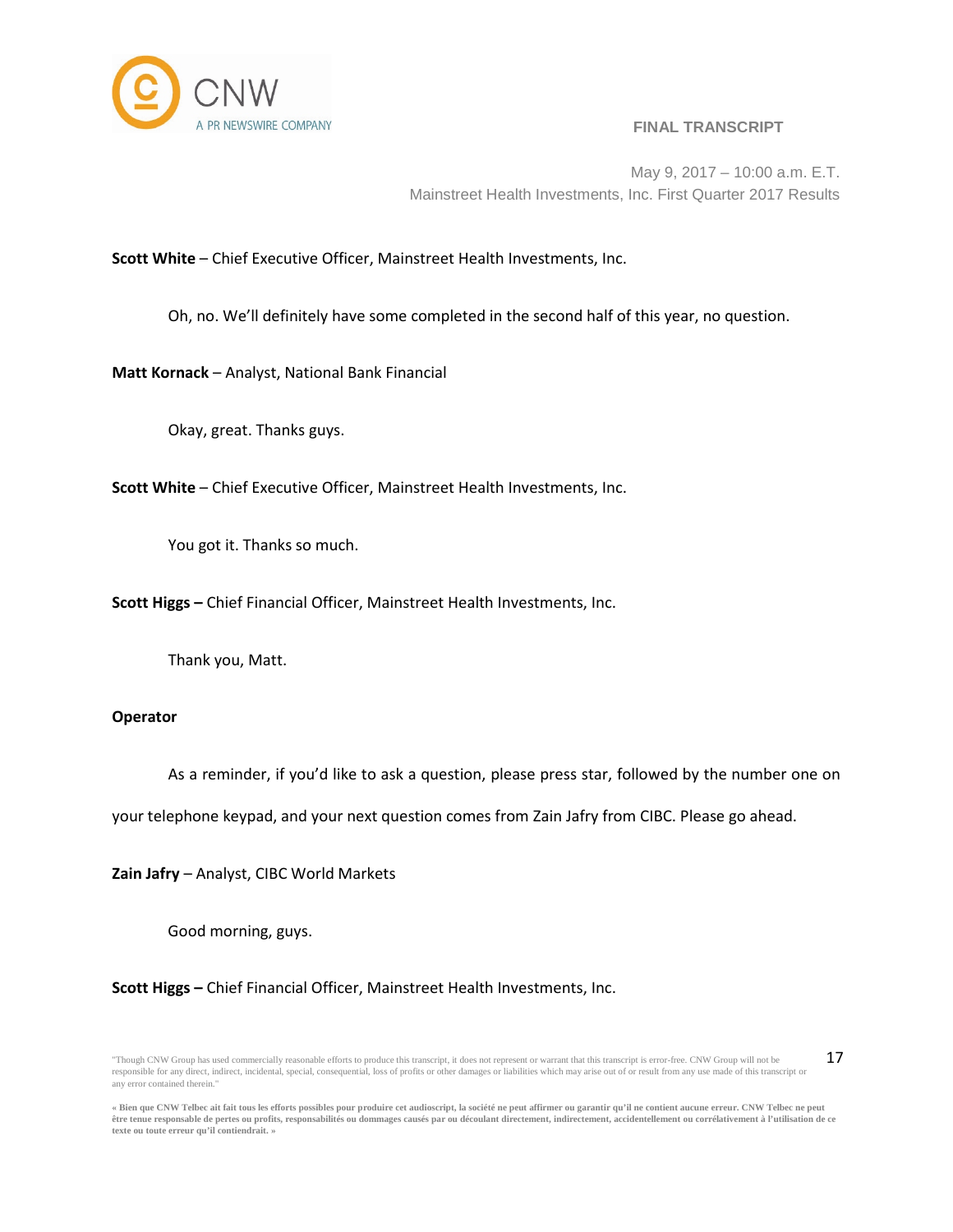**Scott White** – Chief Executive Officer, Mainstreet Health Investments, Inc.

Oh, no. We'll definitely have some completed in the second half of this year, no question.

**Matt Kornack** – Analyst, National Bank Financial

Okay, great. Thanks guys.

**Scott White** – Chief Executive Officer, Mainstreet Health Investments, Inc.

You got it. Thanks so much.

**Scott Higgs –** Chief Financial Officer, Mainstreet Health Investments, Inc.

Thank you, Matt.

**Operator**

As a reminder, if you'd like to ask a question, please press star, followed by the number one on your telephone keypad, and your next question comes from Zain Jafry from CIBC. Please go ahead.

**Zain Jafry** – Analyst, CIBC World Markets

Good morning, guys.

**Scott Higgs –** Chief Financial Officer, Mainstreet Health Investments, Inc.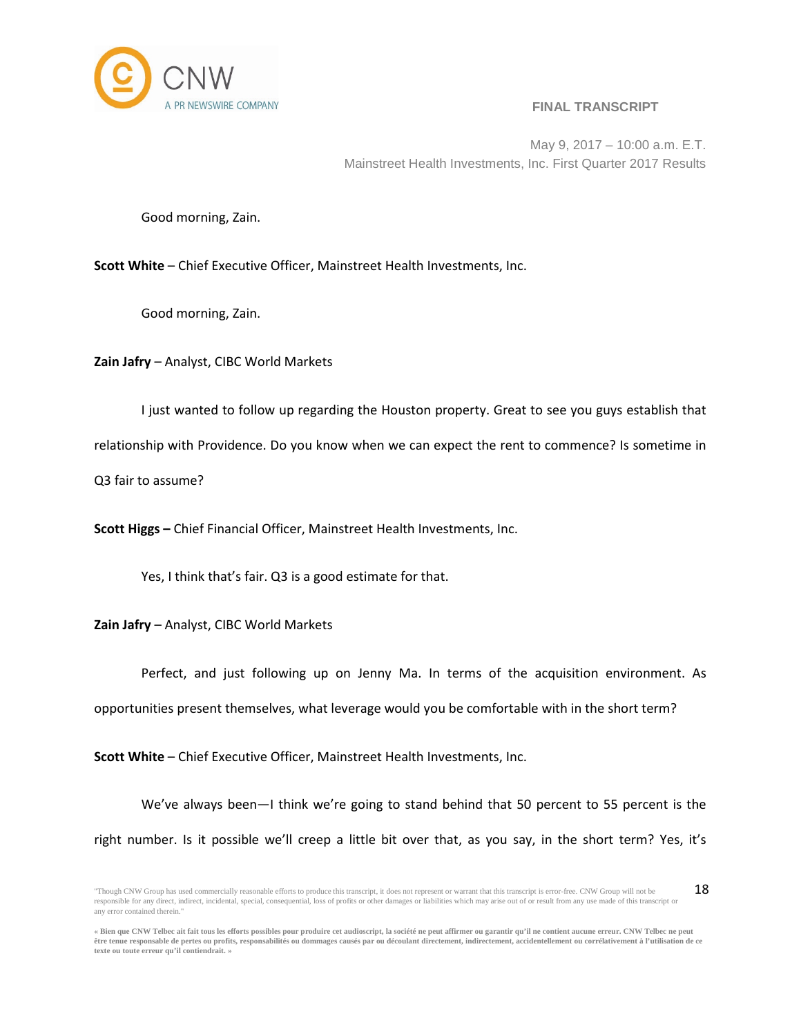Good morning, Zain.

**Scott White** – Chief Executive Officer, Mainstreet Health Investments, Inc.

Good morning, Zain.

**Zain Jafry** – Analyst, CIBC World Markets

I just wanted to follow up regarding the Houston property. Great to see you guys establish that relationship with Providence. Do you know when we can expect the rent to commence? Is sometime in Q3 fair to assume?

**Scott Higgs –** Chief Financial Officer, Mainstreet Health Investments, Inc.

Yes, I think that's fair. Q3 is a good estimate for that.

**Zain Jafry** – Analyst, CIBC World Markets

Perfect, and just following up on Jenny Ma. In terms of the acquisition environment. As opportunities present themselves, what leverage would you be comfortable with in the short term?

**Scott White** – Chief Executive Officer, Mainstreet Health Investments, Inc.

We've always been—I think we're going to stand behind that 50 percent to 55 percent is the right number. Is it possible we'll creep a little bit over that, as you say, in the short term? Yes, it's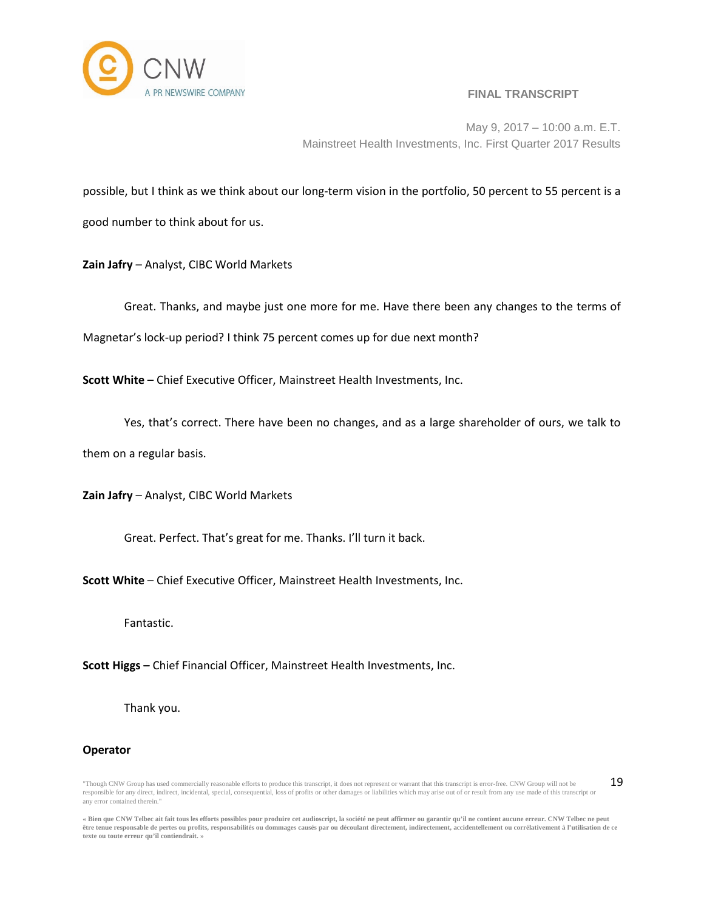possible, but I think as we think about our long-term vision in the portfolio, 50 percent to 55 percent is a good number to think about for us.

**Zain Jafry** – Analyst, CIBC World Markets

Great. Thanks, and maybe just one more for me. Have there been any changes to the terms of Magnetar's lock-up period? I think 75 percent comes up for due next month?

**Scott White** – Chief Executive Officer, Mainstreet Health Investments, Inc.

Yes, that's correct. There have been no changes, and as a large shareholder of ours, we talk to them on a regular basis.

**Zain Jafry** – Analyst, CIBC World Markets

Great. Perfect. That's great for me. Thanks. I'll turn it back.

**Scott White** – Chief Executive Officer, Mainstreet Health Investments, Inc.

Fantastic.

**Scott Higgs –** Chief Financial Officer, Mainstreet Health Investments, Inc.

Thank you.

**Operator**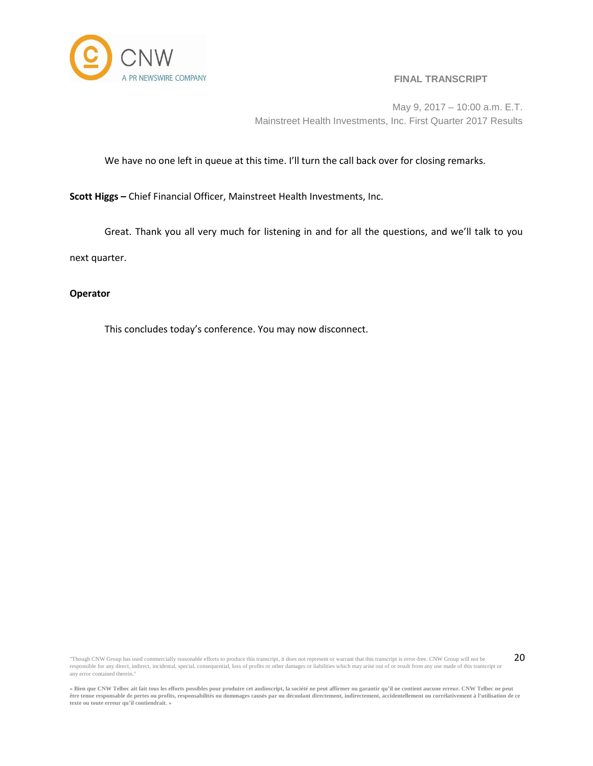We have no one left in queue at this time. I'll turn the call back over for closing remarks.

**Scott Higgs –** Chief Financial Officer, Mainstreet Health Investments, Inc.

Great. Thank you all very much for listening in and for all the questions, and we'll talk to you next quarter.

**Operator**

This concludes today's conference. You may now disconnect.